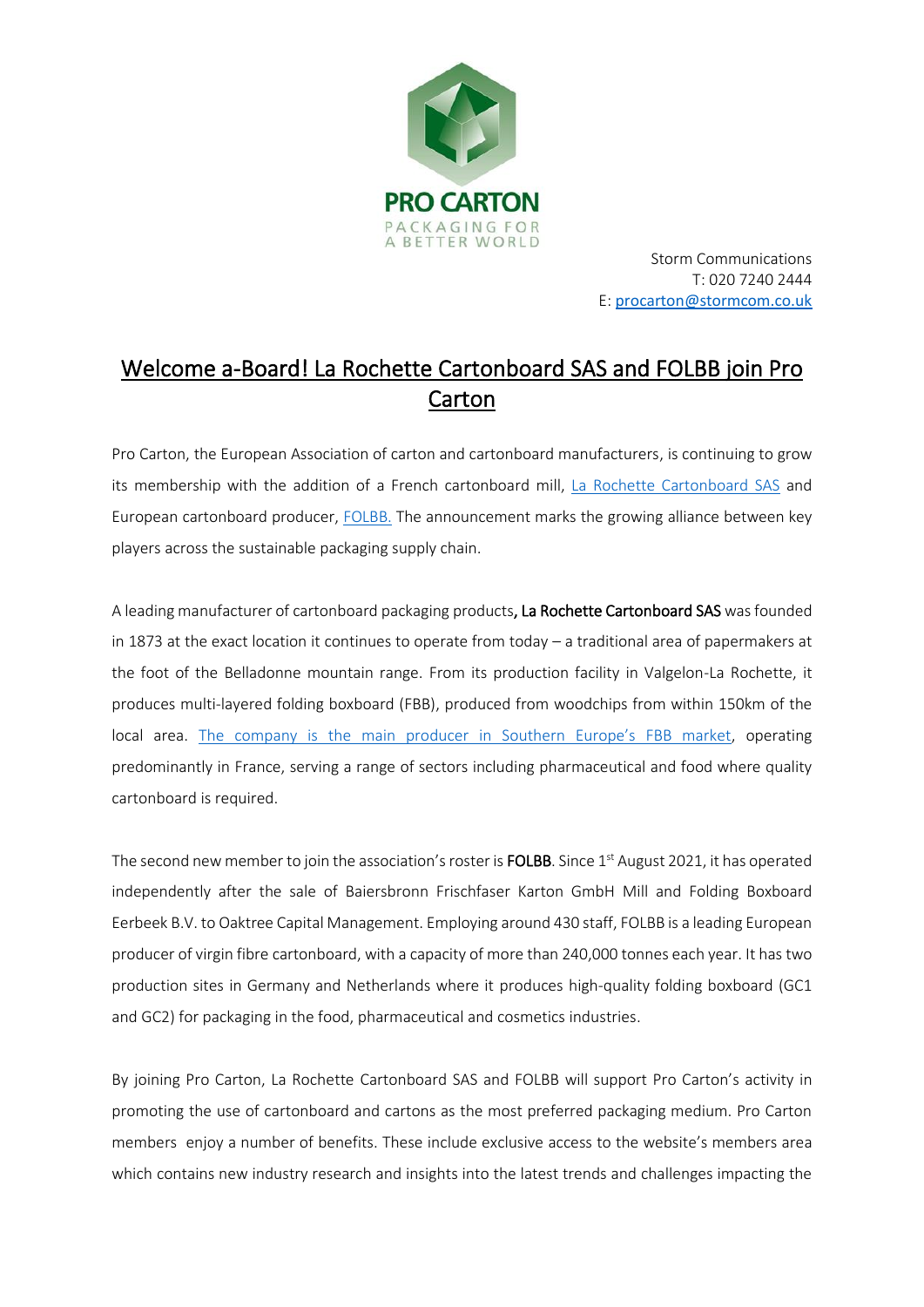PRO CARTON

PACKAGING FOR A BETTER WORLD

Storm Communications
T: 020 7240 2444
E: procarton@stormcom.co.uk

# Welcome a-Board! La Rochette Cartonboard SAS and FOLBB join Pro Carton

Pro Carton, the European Association of carton and cartonboard manufacturers, is continuing to grow its membership with the addition of a French cartonboard mill, La Rochette Cartonboard SAS and European cartonboard producer, FOLBB. The announcement marks the growing alliance between key players across the sustainable packaging supply chain.

A leading manufacturer of cartonboard packaging products, **La Rochette Cartonboard SAS** was founded in 1873 at the exact location it continues to operate from today – a traditional area of papermakers at the foot of the Belladonne mountain range. From its production facility in Valgelon-La Rochette, it produces multi-layered folding boxboard (FBB), produced from woodchips from within 150km of the local area. The company is the main producer in Southern Europe's FBB market, operating predominantly in France, serving a range of sectors including pharmaceutical and food where quality cartonboard is required.

The second new member to join the association's roster is **FOLBB**. Since 1st August 2021, it has operated independently after the sale of Baiersbronn Frischfaser Karton GmbH Mill and Folding Boxboard Eerbeek B.V. to Oaktree Capital Management. Employing around 430 staff, FOLBB is a leading European producer of virgin fibre cartonboard, with a capacity of more than 240,000 tonnes each year. It has two production sites in Germany and Netherlands where it produces high-quality folding boxboard (GC1 and GC2) for packaging in the food, pharmaceutical and cosmetics industries.

By joining Pro Carton, La Rochette Cartonboard SAS and FOLBB will support Pro Carton's activity in promoting the use of cartonboard and cartons as the most preferred packaging medium. Pro Carton members enjoy a number of benefits. These include exclusive access to the website's members area which contains new industry research and insights into the latest trends and challenges impacting the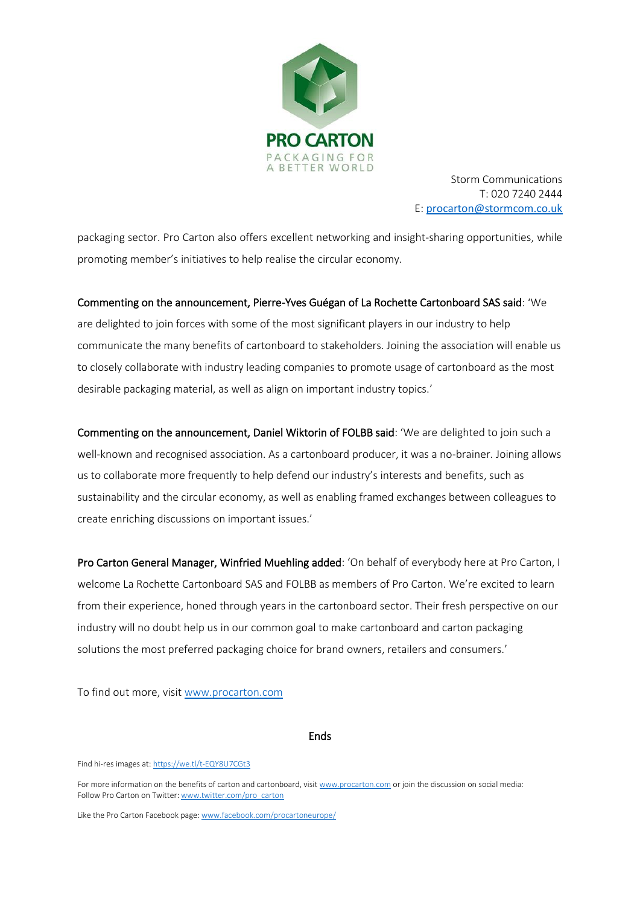packaging sector. Pro Carton also offers excellent networking and insight-sharing opportunities, while promoting member's initiatives to help realise the circular economy.

**Commenting on the announcement, Pierre-Yves Guégan of La Rochette Cartonboard SAS said**: 'We are delighted to join forces with some of the most significant players in our industry to help communicate the many benefits of cartonboard to stakeholders. Joining the association will enable us to closely collaborate with industry leading companies to promote usage of cartonboard as the most desirable packaging material, as well as align on important industry topics.'

**Commenting on the announcement, Daniel Wiktorin of FOLBB said**: 'We are delighted to join such a well-known and recognised association. As a cartonboard producer, it was a no-brainer. Joining allows us to collaborate more frequently to help defend our industry's interests and benefits, such as sustainability and the circular economy, as well as enabling framed exchanges between colleagues to create enriching discussions on important issues.'

**Pro Carton General Manager, Winfried Muehling added**: 'On behalf of everybody here at Pro Carton, I welcome La Rochette Cartonboard SAS and FOLBB as members of Pro Carton. We're excited to learn from their experience, honed through years in the cartonboard sector. Their fresh perspective on our industry will no doubt help us in our common goal to make cartonboard and carton packaging solutions the most preferred packaging choice for brand owners, retailers and consumers.'

To find out more, visit www.procarton.com

Ends

Find hi-res images at: https://we.tl/t-EQY8U7CGt3

For more information on the benefits of carton and cartonboard, visit www.procarton.com or join the discussion on social media:
Follow Pro Carton on Twitter: www.twitter.com/pro_carton

Like the Pro Carton Facebook page: www.facebook.com/procartoneurope/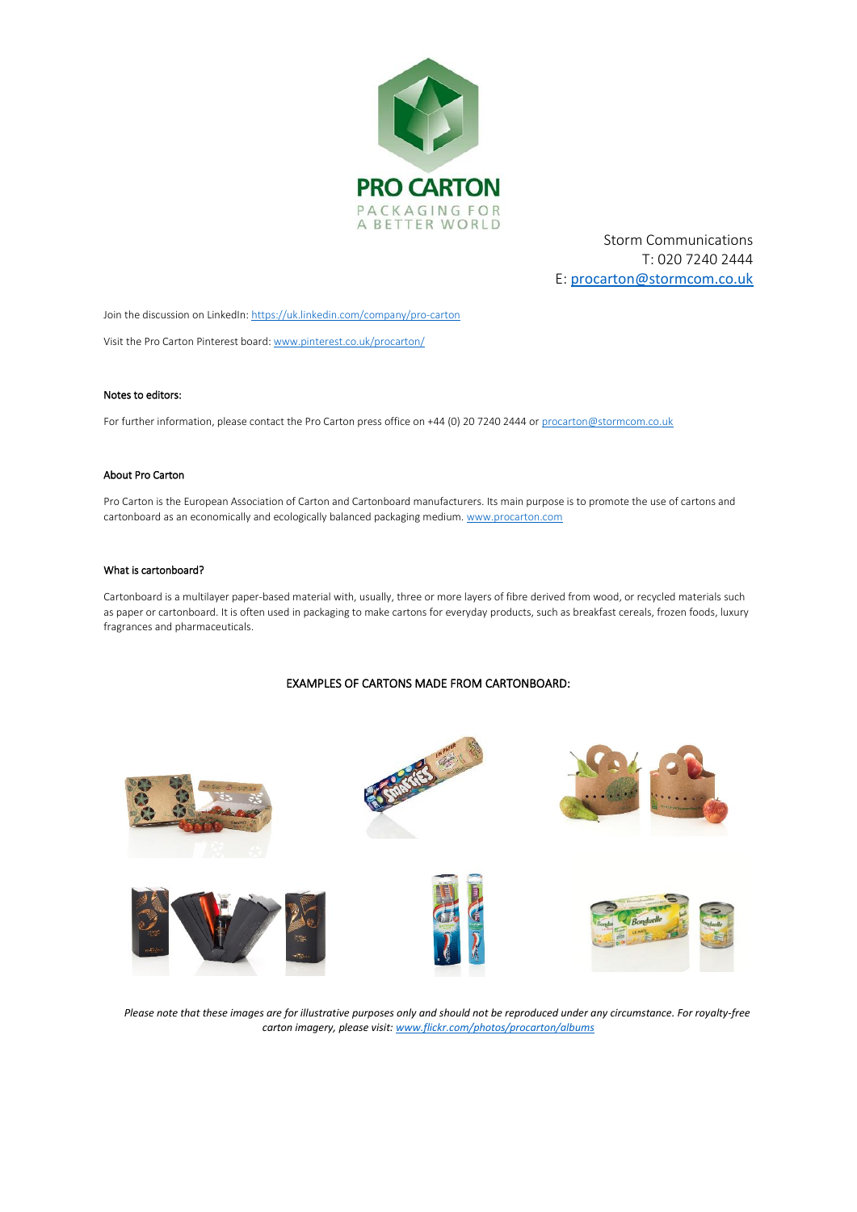PRO CARTON
PACKAGING FOR A BETTER WORLD

Storm Communications
T: 020 7240 2444
E: procarton@stormcom.co.uk

Join the discussion on LinkedIn: https://uk.linkedin.com/company/pro-carton

Visit the Pro Carton Pinterest board: www.pinterest.co.uk/procarton/

**Notes to editors:**

For further information, please contact the Pro Carton press office on +44 (0) 20 7240 2444 or procarton@stormcom.co.uk

**About Pro Carton**

Pro Carton is the European Association of Carton and Cartonboard manufacturers. Its main purpose is to promote the use of cartons and cartonboard as an economically and ecologically balanced packaging medium. www.procarton.com

**What is cartonboard?**

Cartonboard is a multilayer paper-based material with, usually, three or more layers of fibre derived from wood, or recycled materials such as paper or cartonboard. It is often used in packaging to make cartons for everyday products, such as breakfast cereals, frozen foods, luxury fragrances and pharmaceuticals.

**EXAMPLES OF CARTONS MADE FROM CARTONBOARD:**

*Please note that these images are for illustrative purposes only and should not be reproduced under any circumstance. For royalty-free carton imagery, please visit: www.flickr.com/photos/procarton/albums*